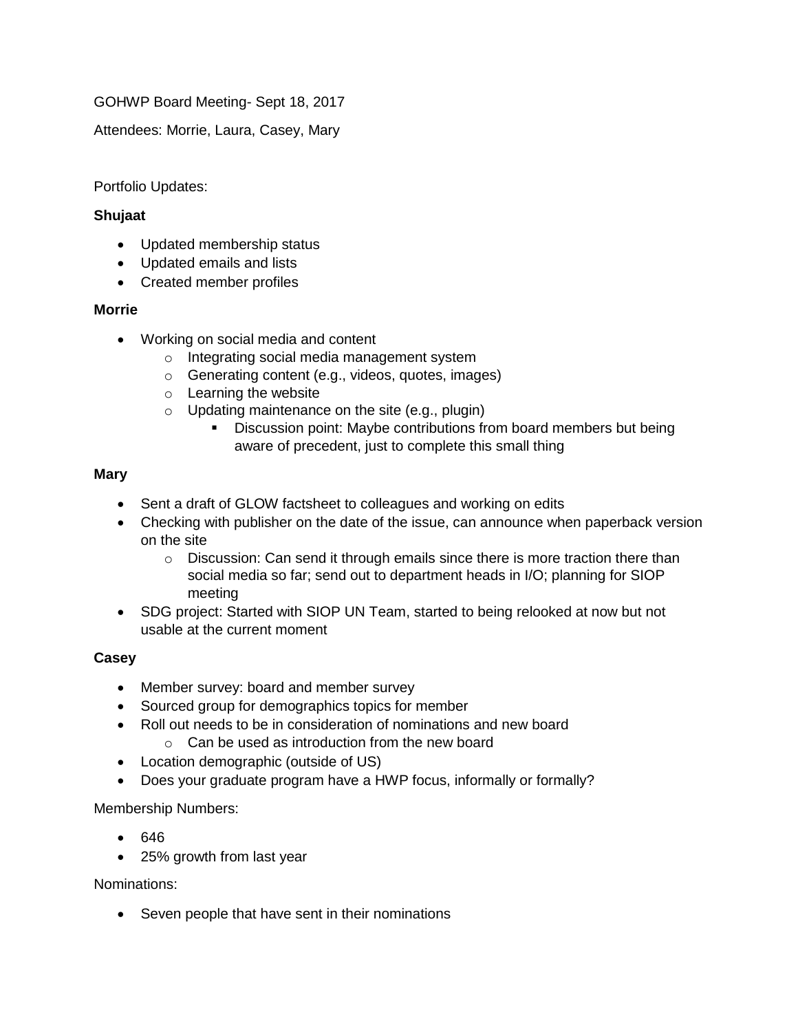GOHWP Board Meeting- Sept 18, 2017

Attendees: Morrie, Laura, Casey, Mary

Portfolio Updates:

**Shujaat**

- Updated membership status
- Updated emails and lists
- Created member profiles

**Morrie**

- Working on social media and content
  - Integrating social media management system
  - Generating content (e.g., videos, quotes, images)
  - Learning the website
  - Updating maintenance on the site (e.g., plugin)
    - Discussion point: Maybe contributions from board members but being aware of precedent, just to complete this small thing

**Mary**

- Sent a draft of GLOW factsheet to colleagues and working on edits
- Checking with publisher on the date of the issue, can announce when paperback version on the site
  - Discussion: Can send it through emails since there is more traction there than social media so far; send out to department heads in I/O; planning for SIOP meeting
- SDG project: Started with SIOP UN Team, started to being relooked at now but not usable at the current moment

**Casey**

- Member survey: board and member survey
- Sourced group for demographics topics for member
- Roll out needs to be in consideration of nominations and new board
  - Can be used as introduction from the new board
- Location demographic (outside of US)
- Does your graduate program have a HWP focus, informally or formally?

Membership Numbers:

- 646
- 25% growth from last year

Nominations:

- Seven people that have sent in their nominations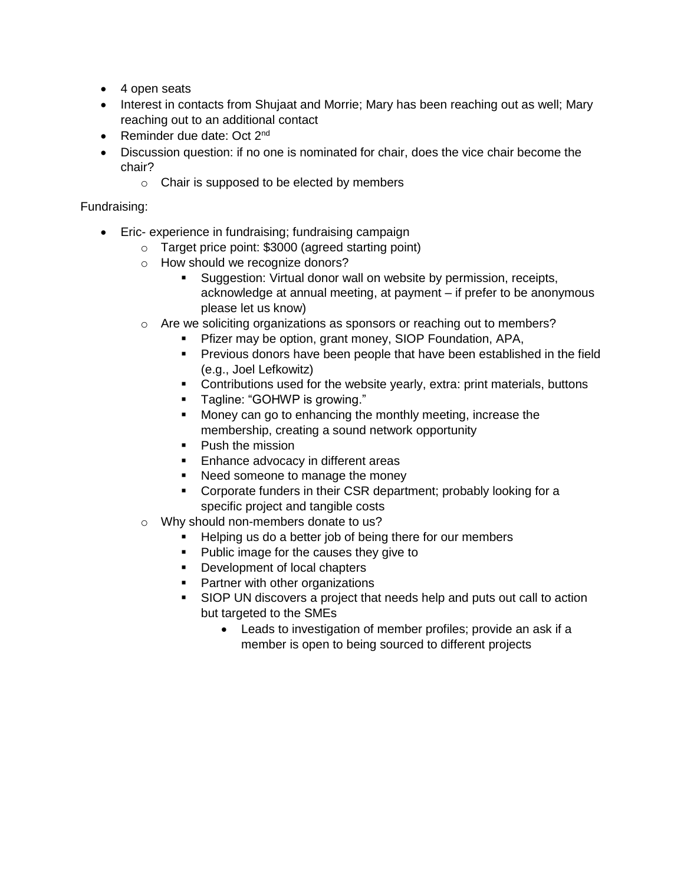- 4 open seats
- Interest in contacts from Shujaat and Morrie; Mary has been reaching out as well; Mary reaching out to an additional contact
- Reminder due date: Oct 2nd
- Discussion question: if no one is nominated for chair, does the vice chair become the chair?
    - Chair is supposed to be elected by members

Fundraising:

- Eric- experience in fundraising; fundraising campaign
    - Target price point: $3000 (agreed starting point)
    - How should we recognize donors?
        - Suggestion: Virtual donor wall on website by permission, receipts, acknowledge at annual meeting, at payment – if prefer to be anonymous please let us know)
    - Are we soliciting organizations as sponsors or reaching out to members?
        - Pfizer may be option, grant money, SIOP Foundation, APA,
        - Previous donors have been people that have been established in the field (e.g., Joel Lefkowitz)
        - Contributions used for the website yearly, extra: print materials, buttons
        - Tagline: "GOHWP is growing."
        - Money can go to enhancing the monthly meeting, increase the membership, creating a sound network opportunity
        - Push the mission
        - Enhance advocacy in different areas
        - Need someone to manage the money
        - Corporate funders in their CSR department; probably looking for a specific project and tangible costs
    - Why should non-members donate to us?
        - Helping us do a better job of being there for our members
        - Public image for the causes they give to
        - Development of local chapters
        - Partner with other organizations
        - SIOP UN discovers a project that needs help and puts out call to action but targeted to the SMEs
            - Leads to investigation of member profiles; provide an ask if a member is open to being sourced to different projects